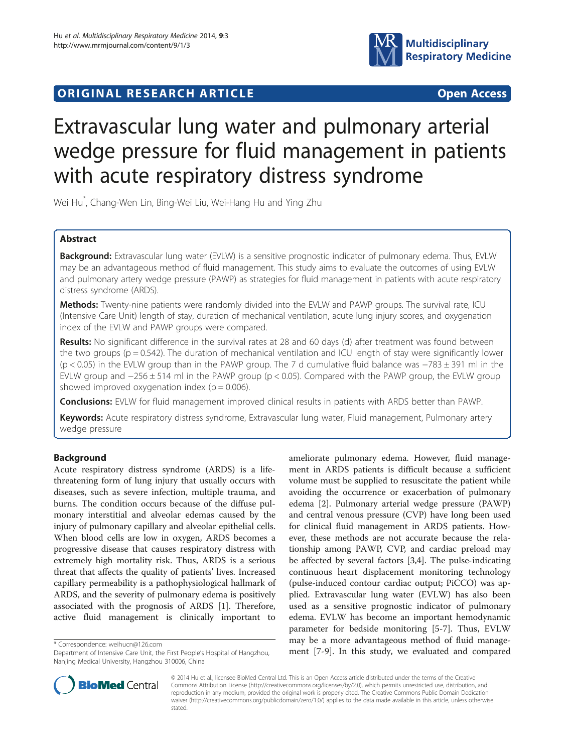## ORIGINAL RESEARCH ARTICLE

Open Access

# Extravascular lung water and pulmonary arterial wedge pressure for fluid management in patients with acute respiratory distress syndrome

Wei Hu[*], Chang-Wen Lin, Bing-Wei Liu, Wei-Hang Hu and Ying Zhu

## Abstract

**Background:** Extravascular lung water (EVLW) is a sensitive prognostic indicator of pulmonary edema. Thus, EVLW may be an advantageous method of fluid management. This study aims to evaluate the outcomes of using EVLW and pulmonary artery wedge pressure (PAWP) as strategies for fluid management in patients with acute respiratory distress syndrome (ARDS).

**Methods:** Twenty-nine patients were randomly divided into the EVLW and PAWP groups. The survival rate, ICU (Intensive Care Unit) length of stay, duration of mechanical ventilation, acute lung injury scores, and oxygenation index of the EVLW and PAWP groups were compared.

**Results:** No significant difference in the survival rates at 28 and 60 days (d) after treatment was found between the two groups ($p = 0.542$). The duration of mechanical ventilation and ICU length of stay were significantly lower ($p < 0.05$) in the EVLW group than in the PAWP group. The 7 d cumulative fluid balance was $-783 \pm 391$ ml in the EVLW group and $-256 \pm 514$ ml in the PAWP group ($p < 0.05$). Compared with the PAWP group, the EVLW group showed improved oxygenation index ($p = 0.006$).

**Conclusions:** EVLW for fluid management improved clinical results in patients with ARDS better than PAWP.

**Keywords:** Acute respiratory distress syndrome, Extravascular lung water, Fluid management, Pulmonary artery wedge pressure

## Background

Acute respiratory distress syndrome (ARDS) is a life-threatening form of lung injury that usually occurs with diseases, such as severe infection, multiple trauma, and burns. The condition occurs because of the diffuse pulmonary interstitial and alveolar edemas caused by the injury of pulmonary capillary and alveolar epithelial cells. When blood cells are low in oxygen, ARDS becomes a progressive disease that causes respiratory distress with extremely high mortality risk. Thus, ARDS is a serious threat that affects the quality of patients' lives. Increased capillary permeability is a pathophysiological hallmark of ARDS, and the severity of pulmonary edema is positively associated with the prognosis of ARDS [1]. Therefore, active fluid management is clinically important to ameliorate pulmonary edema. However, fluid management in ARDS patients is difficult because a sufficient volume must be supplied to resuscitate the patient while avoiding the occurrence or exacerbation of pulmonary edema [2]. Pulmonary arterial wedge pressure (PAWP) and central venous pressure (CVP) have long been used for clinical fluid management in ARDS patients. However, these methods are not accurate because the relationship among PAWP, CVP, and cardiac preload may be affected by several factors [3,4]. The pulse-indicating continuous heart displacement monitoring technology (pulse-induced contour cardiac output; PiCCO) was applied. Extravascular lung water (EVLW) has also been used as a sensitive prognostic indicator of pulmonary edema. EVLW has become an important hemodynamic parameter for bedside monitoring [5-7]. Thus, EVLW may be a more advantageous method of fluid management [7-9]. In this study, we evaluated and compared

\* Correspondence: weihucn@126.com
Department of Intensive Care Unit, the First People's Hospital of Hangzhou, Nanjing Medical University, Hangzhou 310006, China

© 2014 Hu et al.; licensee BioMed Central Ltd. This is an Open Access article distributed under the terms of the Creative Commons Attribution License (http://creativecommons.org/licenses/by/2.0), which permits unrestricted use, distribution, and reproduction in any medium, provided the original work is properly cited. The Creative Commons Public Domain Dedication waiver (http://creativecommons.org/publicdomain/zero/1.0/) applies to the data made available in this article, unless otherwise stated.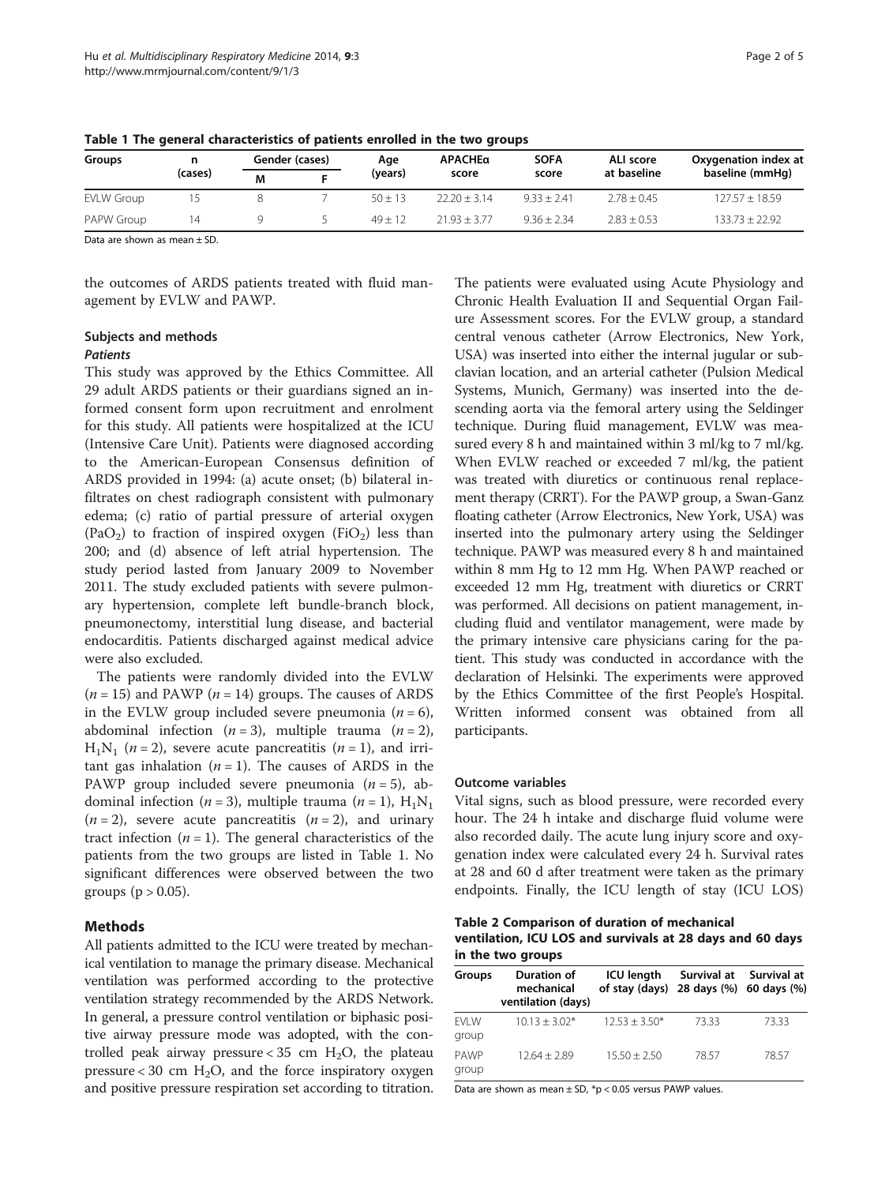Table 1 The general characteristics of patients enrolled in the two groups

| Groups | n (cases) | Gender (cases) | | Age (years) | APACHEα score | SOFA score | ALI score at baseline | Oxygenation index at baseline (mmHg) |
|---|---|---|---|---|---|---|---|---|
| | | M | F | | | | | |
| EVLW Group | 15 | 8 | 7 | 50 ± 13 | 22.20 ± 3.14 | 9.33 ± 2.41 | 2.78 ± 0.45 | 127.57 ± 18.59 |
| PAPW Group | 14 | 9 | 5 | 49 ± 12 | 21.93 ± 3.77 | 9.36 ± 2.34 | 2.83 ± 0.53 | 133.73 ± 22.92 |

Data are shown as mean ± SD.

the outcomes of ARDS patients treated with fluid management by EVLW and PAWP.

## Subjects and methods

### *Patients*

This study was approved by the Ethics Committee. All 29 adult ARDS patients or their guardians signed an informed consent form upon recruitment and enrolment for this study. All patients were hospitalized at the ICU (Intensive Care Unit). Patients were diagnosed according to the American-European Consensus definition of ARDS provided in 1994: (a) acute onset; (b) bilateral infiltrates on chest radiograph consistent with pulmonary edema; (c) ratio of partial pressure of arterial oxygen ($PaO_2$) to fraction of inspired oxygen ($FiO_2$) less than 200; and (d) absence of left atrial hypertension. The study period lasted from January 2009 to November 2011. The study excluded patients with severe pulmonary hypertension, complete left bundle-branch block, pneumonectomy, interstitial lung disease, and bacterial endocarditis. Patients discharged against medical advice were also excluded.

The patients were randomly divided into the EVLW ($n = 15$) and PAWP ($n = 14$) groups. The causes of ARDS in the EVLW group included severe pneumonia ($n = 6$), abdominal infection ($n = 3$), multiple trauma ($n = 2$), $H_1N_1$ ($n = 2$), severe acute pancreatitis ($n = 1$), and irritant gas inhalation ($n = 1$). The causes of ARDS in the PAWP group included severe pneumonia ($n = 5$), abdominal infection ($n = 3$), multiple trauma ($n = 1$), $H_1N_1$ ($n = 2$), severe acute pancreatitis ($n = 2$), and urinary tract infection ($n = 1$). The general characteristics of the patients from the two groups are listed in Table 1. No significant differences were observed between the two groups ($p > 0.05$).

## Methods

All patients admitted to the ICU were treated by mechanical ventilation to manage the primary disease. Mechanical ventilation was performed according to the protective ventilation strategy recommended by the ARDS Network. In general, a pressure control ventilation or biphasic positive airway pressure mode was adopted, with the controlled peak airway pressure < 35 cm $H_2O$, the plateau pressure < 30 cm $H_2O$, and the force inspiratory oxygen and positive pressure respiration set according to titration. The patients were evaluated using Acute Physiology and Chronic Health Evaluation II and Sequential Organ Failure Assessment scores. For the EVLW group, a standard central venous catheter (Arrow Electronics, New York, USA) was inserted into either the internal jugular or subclavian location, and an arterial catheter (Pulsion Medical Systems, Munich, Germany) was inserted into the descending aorta via the femoral artery using the Seldinger technique. During fluid management, EVLW was measured every 8 h and maintained within 3 ml/kg to 7 ml/kg. When EVLW reached or exceeded 7 ml/kg, the patient was treated with diuretics or continuous renal replacement therapy (CRRT). For the PAWP group, a Swan-Ganz floating catheter (Arrow Electronics, New York, USA) was inserted into the pulmonary artery using the Seldinger technique. PAWP was measured every 8 h and maintained within 8 mm Hg to 12 mm Hg. When PAWP reached or exceeded 12 mm Hg, treatment with diuretics or CRRT was performed. All decisions on patient management, including fluid and ventilator management, were made by the primary intensive care physicians caring for the patient. This study was conducted in accordance with the declaration of Helsinki. The experiments were approved by the Ethics Committee of the first People's Hospital. Written informed consent was obtained from all participants.

### Outcome variables

Vital signs, such as blood pressure, were recorded every hour. The 24 h intake and discharge fluid volume were also recorded daily. The acute lung injury score and oxygenation index were calculated every 24 h. Survival rates at 28 and 60 d after treatment were taken as the primary endpoints. Finally, the ICU length of stay (ICU LOS)

Table 2 Comparison of duration of mechanical ventilation, ICU LOS and survivals at 28 days and 60 days in the two groups

| Groups | Duration of mechanical ventilation (days) | ICU length of stay (days) | Survival at 28 days (%) | Survival at 60 days (%) |
|---|---|---|---|---|
| EVLW group | 10.13 ± 3.02* | 12.53 ± 3.50* | 73.33 | 73.33 |
| PAWP group | 12.64 ± 2.89 | 15.50 ± 2.50 | 78.57 | 78.57 |

Data are shown as mean ± SD, *$p < 0.05$ versus PAWP values.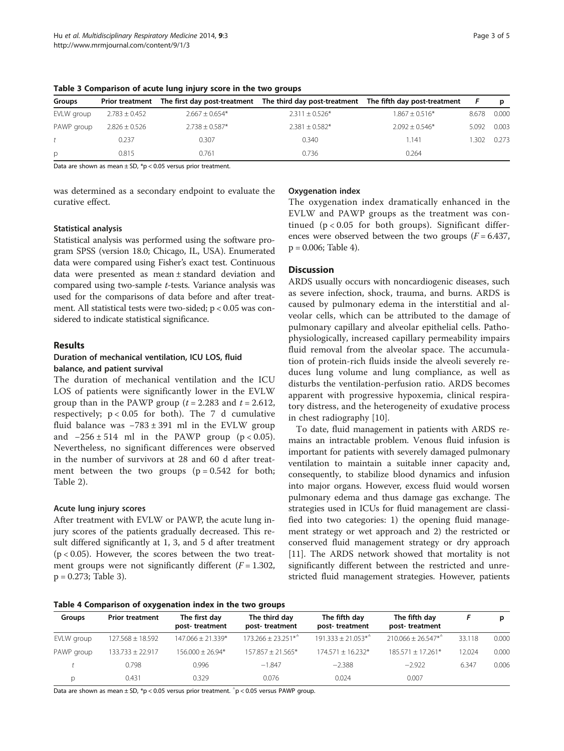**Table 3 Comparison of acute lung injury score in the two groups**

| Groups | Prior treatment | The first day post-treatment | The third day post-treatment | The fifth day post-treatment | *F* | p |
|---|---|---|---|---|---|---|
| EVLW group | 2.783 ± 0.452 | 2.667 ± 0.654* | 2.311 ± 0.526* | 1.867 ± 0.516* | 8.678 | 0.000 |
| PAWP group | 2.826 ± 0.526 | 2.738 ± 0.587* | 2.381 ± 0.582* | 2.092 ± 0.546* | 5.092 | 0.003 |
| *t* | 0.237 | 0.307 | 0.340 | 1.141 | 1.302 | 0.273 |
| p | 0.815 | 0.761 | 0.736 | 0.264 | | |

Data are shown as mean ± SD, *p < 0.05 versus prior treatment.

was determined as a secondary endpoint to evaluate the curative effect.

### Statistical analysis

Statistical analysis was performed using the software program SPSS (version 18.0; Chicago, IL, USA). Enumerated data were compared using Fisher's exact test. Continuous data were presented as mean ± standard deviation and compared using two-sample *t*-tests. Variance analysis was used for the comparisons of data before and after treatment. All statistical tests were two-sided; $p < 0.05$ was considered to indicate statistical significance.

## Results

### Duration of mechanical ventilation, ICU LOS, fluid balance, and patient survival

The duration of mechanical ventilation and the ICU LOS of patients were significantly lower in the EVLW group than in the PAWP group ($t = 2.283$ and $t = 2.612$, respectively; $p < 0.05$ for both). The 7 d cumulative fluid balance was −783 ± 391 ml in the EVLW group and −256 ± 514 ml in the PAWP group ($p < 0.05$). Nevertheless, no significant differences were observed in the number of survivors at 28 and 60 d after treatment between the two groups ($p = 0.542$ for both; Table 2).

### Acute lung injury scores

After treatment with EVLW or PAWP, the acute lung injury scores of the patients gradually decreased. This result differed significantly at 1, 3, and 5 d after treatment ($p < 0.05$). However, the scores between the two treatment groups were not significantly different ($F = 1.302$, $p = 0.273$; Table 3).

### Oxygenation index

The oxygenation index dramatically enhanced in the EVLW and PAWP groups as the treatment was continued ($p < 0.05$ for both groups). Significant differences were observed between the two groups ($F = 6.437$, $p = 0.006$; Table 4).

## Discussion

ARDS usually occurs with noncardiogenic diseases, such as severe infection, shock, trauma, and burns. ARDS is caused by pulmonary edema in the interstitial and alveolar cells, which can be attributed to the damage of pulmonary capillary and alveolar epithelial cells. Pathophysiologically, increased capillary permeability impairs fluid removal from the alveolar space. The accumulation of protein-rich fluids inside the alveoli severely reduces lung volume and lung compliance, as well as disturbs the ventilation-perfusion ratio. ARDS becomes apparent with progressive hypoxemia, clinical respiratory distress, and the heterogeneity of exudative process in chest radiography [10].

To date, fluid management in patients with ARDS remains an intractable problem. Venous fluid infusion is important for patients with severely damaged pulmonary ventilation to maintain a suitable inner capacity and, consequently, to stabilize blood dynamics and infusion into major organs. However, excess fluid would worsen pulmonary edema and thus damage gas exchange. The strategies used in ICUs for fluid management are classified into two categories: 1) the opening fluid management strategy or wet approach and 2) the restricted or conserved fluid management strategy or dry approach [11]. The ARDS network showed that mortality is not significantly different between the restricted and unrestricted fluid management strategies. However, patients

**Table 4 Comparison of oxygenation index in the two groups**

| Groups | Prior treatment | The first day post- treatment | The third day post- treatment | The fifth day post- treatment | The fifth day post- treatment | *F* | p |
|---|---|---|---|---|---|---|---|
| EVLW group | 127.568 ± 18.592 | 147.066 ± 21.339* | 173.266 ± 23.251*^ | 191.333 ± 21.053*^ | 210.066 ± 26.547*^ | 33.118 | 0.000 |
| PAWP group | 133.733 ± 22.917 | 156.000 ± 26.94* | 157.857 ± 21.565* | 174.571 ± 16.232* | 185.571 ± 17.261* | 12.024 | 0.000 |
| *t* | 0.798 | 0.996 | −1.847 | −2.388 | −2.922 | 6.347 | 0.006 |
| p | 0.431 | 0.329 | 0.076 | 0.024 | 0.007 | | |

Data are shown as mean ± SD, *p < 0.05 versus prior treatment. ^p < 0.05 versus PAWP group.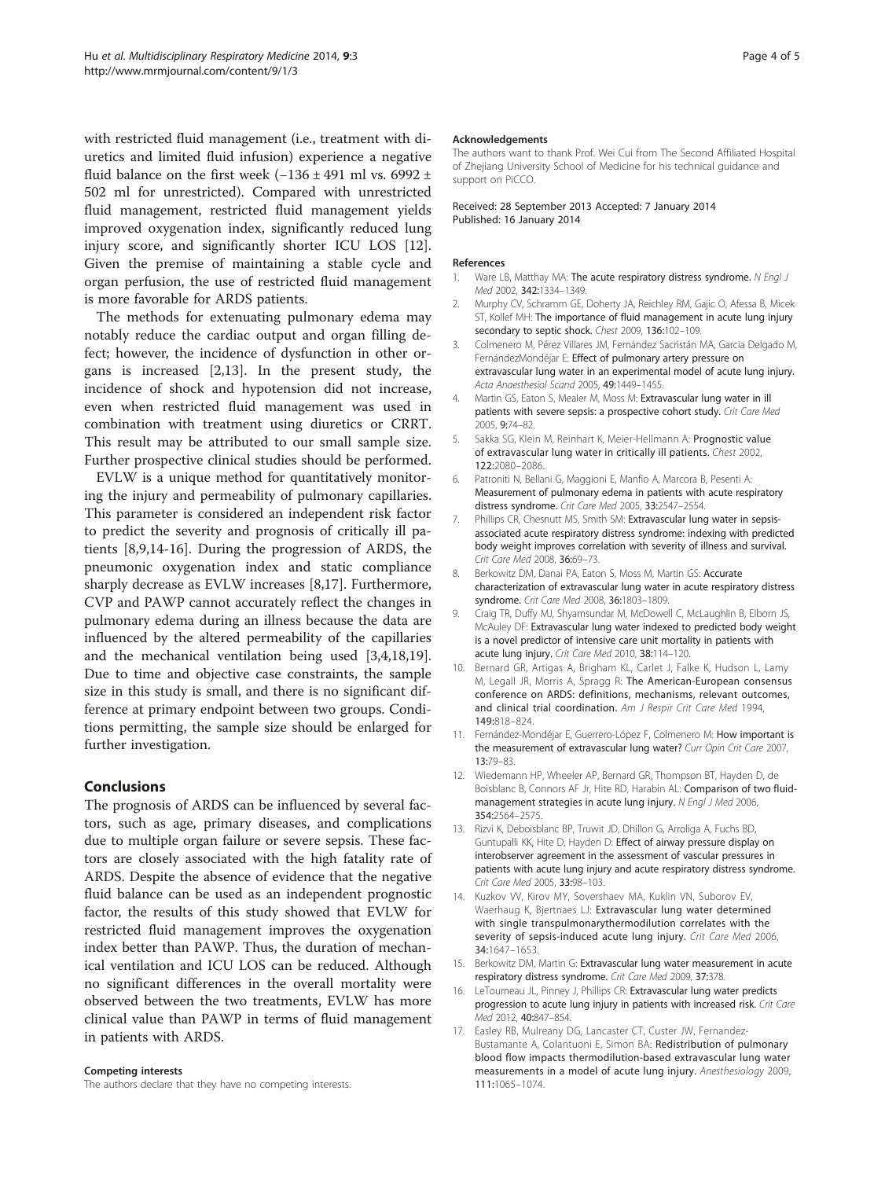with restricted fluid management (i.e., treatment with diuretics and limited fluid infusion) experience a negative fluid balance on the first week (−136 ± 491 ml vs. 6992 ± 502 ml for unrestricted). Compared with unrestricted fluid management, restricted fluid management yields improved oxygenation index, significantly reduced lung injury score, and significantly shorter ICU LOS [12]. Given the premise of maintaining a stable cycle and organ perfusion, the use of restricted fluid management is more favorable for ARDS patients.

The methods for extenuating pulmonary edema may notably reduce the cardiac output and organ filling defect; however, the incidence of dysfunction in other organs is increased [2,13]. In the present study, the incidence of shock and hypotension did not increase, even when restricted fluid management was used in combination with treatment using diuretics or CRRT. This result may be attributed to our small sample size. Further prospective clinical studies should be performed.

EVLW is a unique method for quantitatively monitoring the injury and permeability of pulmonary capillaries. This parameter is considered an independent risk factor to predict the severity and prognosis of critically ill patients [8,9,14-16]. During the progression of ARDS, the pneumonic oxygenation index and static compliance sharply decrease as EVLW increases [8,17]. Furthermore, CVP and PAWP cannot accurately reflect the changes in pulmonary edema during an illness because the data are influenced by the altered permeability of the capillaries and the mechanical ventilation being used [3,4,18,19]. Due to time and objective case constraints, the sample size in this study is small, and there is no significant difference at primary endpoint between two groups. Conditions permitting, the sample size should be enlarged for further investigation.

## Conclusions

The prognosis of ARDS can be influenced by several factors, such as age, primary diseases, and complications due to multiple organ failure or severe sepsis. These factors are closely associated with the high fatality rate of ARDS. Despite the absence of evidence that the negative fluid balance can be used as an independent prognostic factor, the results of this study showed that EVLW for restricted fluid management improves the oxygenation index better than PAWP. Thus, the duration of mechanical ventilation and ICU LOS can be reduced. Although no significant differences in the overall mortality were observed between the two treatments, EVLW has more clinical value than PAWP in terms of fluid management in patients with ARDS.

#### Competing interests

The authors declare that they have no competing interests.

#### Acknowledgements

The authors want to thank Prof. Wei Cui from The Second Affiliated Hospital of Zhejiang University School of Medicine for his technical guidance and support on PiCCO.

Received: 28 September 2013 Accepted: 7 January 2014
Published: 16 January 2014

#### References

1. Ware LB, Matthay MA: **The acute respiratory distress syndrome.** *N Engl J Med* 2002, **342:**1334–1349.
2. Murphy CV, Schramm GE, Doherty JA, Reichley RM, Gajic O, Afessa B, Micek ST, Kollef MH: **The importance of fluid management in acute lung injury secondary to septic shock.** *Chest* 2009, **136:**102–109.
3. Colmenero M, Pérez Villares JM, Fernández Sacristán MA, Garcia Delgado M, FernándezMondéjar E: **Effect of pulmonary artery pressure on extravascular lung water in an experimental model of acute lung injury.** *Acta Anaesthesiol Scand* 2005, **49:**1449–1455.
4. Martin GS, Eaton S, Mealer M, Moss M: **Extravascular lung water in ill patients with severe sepsis: a prospective cohort study.** *Crit Care Med* 2005, **9:**74–82.
5. Sakka SG, Klein M, Reinhart K, Meier-Hellmann A: **Prognostic value of extravascular lung water in critically ill patients.** *Chest* 2002, **122:**2080–2086.
6. Patroniti N, Bellani G, Maggioni E, Manfio A, Marcora B, Pesenti A: **Measurement of pulmonary edema in patients with acute respiratory distress syndrome.** *Crit Care Med* 2005, **33:**2547–2554.
7. Phillips CR, Chesnutt MS, Smith SM: **Extravascular lung water in sepsis-associated acute respiratory distress syndrome: indexing with predicted body weight improves correlation with severity of illness and survival.** *Crit Care Med* 2008, **36:**69–73.
8. Berkowitz DM, Danai PA, Eaton S, Moss M, Martin GS: **Accurate characterization of extravascular lung water in acute respiratory distress syndrome.** *Crit Care Med* 2008, **36:**1803–1809.
9. Craig TR, Duffy MJ, Shyamsundar M, McDowell C, McLaughlin B, Elborn JS, McAuley DF: **Extravascular lung water indexed to predicted body weight is a novel predictor of intensive care unit mortality in patients with acute lung injury.** *Crit Care Med* 2010, **38:**114–120.
10. Bernard GR, Artigas A, Brigham KL, Carlet J, Falke K, Hudson L, Lamy M, Legall JR, Morris A, Spragg R: **The American-European consensus conference on ARDS: definitions, mechanisms, relevant outcomes, and clinical trial coordination.** *Am J Respir Crit Care Med* 1994, **149:**818–824.
11. Fernández-Mondéjar E, Guerrero-López F, Colmenero M: **How important is the measurement of extravascular lung water?** *Curr Opin Crit Care* 2007, **13:**79–83.
12. Wiedemann HP, Wheeler AP, Bernard GR, Thompson BT, Hayden D, de Boisblanc B, Connors AF Jr, Hite RD, Harabin AL: **Comparison of two fluid-management strategies in acute lung injury.** *N Engl J Med* 2006, **354:**2564–2575.
13. Rizvi K, Deboisblanc BP, Truwit JD, Dhillon G, Arroliga A, Fuchs BD, Guntupalli KK, Hite D, Hayden D: **Effect of airway pressure display on interobserver agreement in the assessment of vascular pressures in patients with acute lung injury and acute respiratory distress syndrome.** *Crit Care Med* 2005, **33:**98–103.
14. Kuzkov VV, Kirov MY, Sovershaev MA, Kuklin VN, Suborov EV, Waerhaug K, Bjertnaes LJ: **Extravascular lung water determined with single transpulmonarythermodilution correlates with the severity of sepsis-induced acute lung injury.** *Crit Care Med* 2006, **34:**1647–1653.
15. Berkowitz DM, Martin G: **Extravascular lung water measurement in acute respiratory distress syndrome.** *Crit Care Med* 2009, **37:**378.
16. LeTourneau JL, Pinney J, Phillips CR: **Extravascular lung water predicts progression to acute lung injury in patients with increased risk.** *Crit Care Med* 2012, **40:**847–854.
17. Easley RB, Mulreany DG, Lancaster CT, Custer JW, Fernandez-Bustamante A, Colantuoni E, Simon BA: **Redistribution of pulmonary blood flow impacts thermodilution-based extravascular lung water measurements in a model of acute lung injury.** *Anesthesiology* 2009, **111:**1065–1074.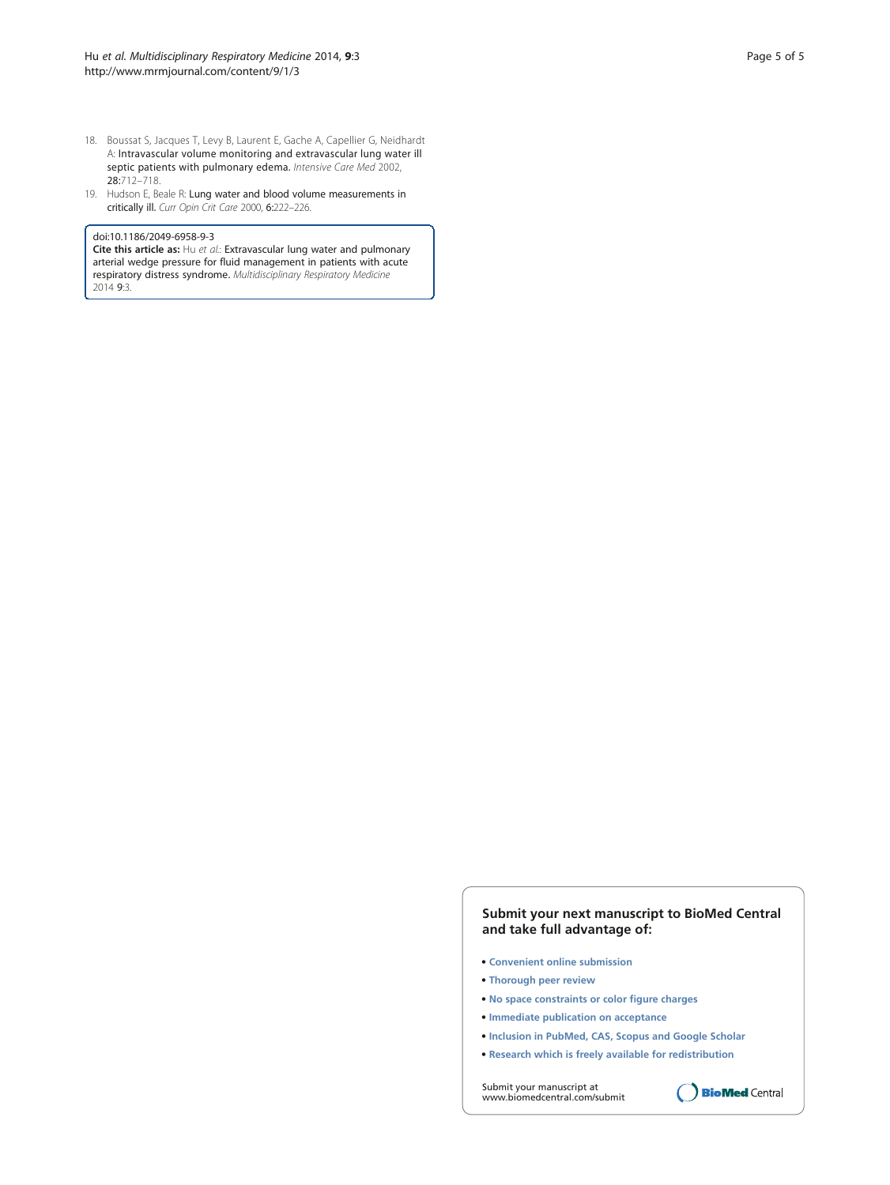18. Boussat S, Jacques T, Levy B, Laurent E, Gache A, Capellier G, Neidhardt A: **Intravascular volume monitoring and extravascular lung water ill septic patients with pulmonary edema.** *Intensive Care Med* 2002, **28**:712–718.
19. Hudson E, Beale R: **Lung water and blood volume measurements in critically ill.** *Curr Opin Crit Care* 2000, **6**:222–226.

doi:10.1186/2049-6958-9-3
**Cite this article as:** Hu *et al.*: **Extravascular lung water and pulmonary arterial wedge pressure for fluid management in patients with acute respiratory distress syndrome.** *Multidisciplinary Respiratory Medicine* 2014 **9**:3.

**Submit your next manuscript to BioMed Central and take full advantage of:**

- **Convenient online submission**
- **Thorough peer review**
- **No space constraints or color figure charges**
- **Immediate publication on acceptance**
- **Inclusion in PubMed, CAS, Scopus and Google Scholar**
- **Research which is freely available for redistribution**

Submit your manuscript at
www.biomedcentral.com/submit

BioMed Central